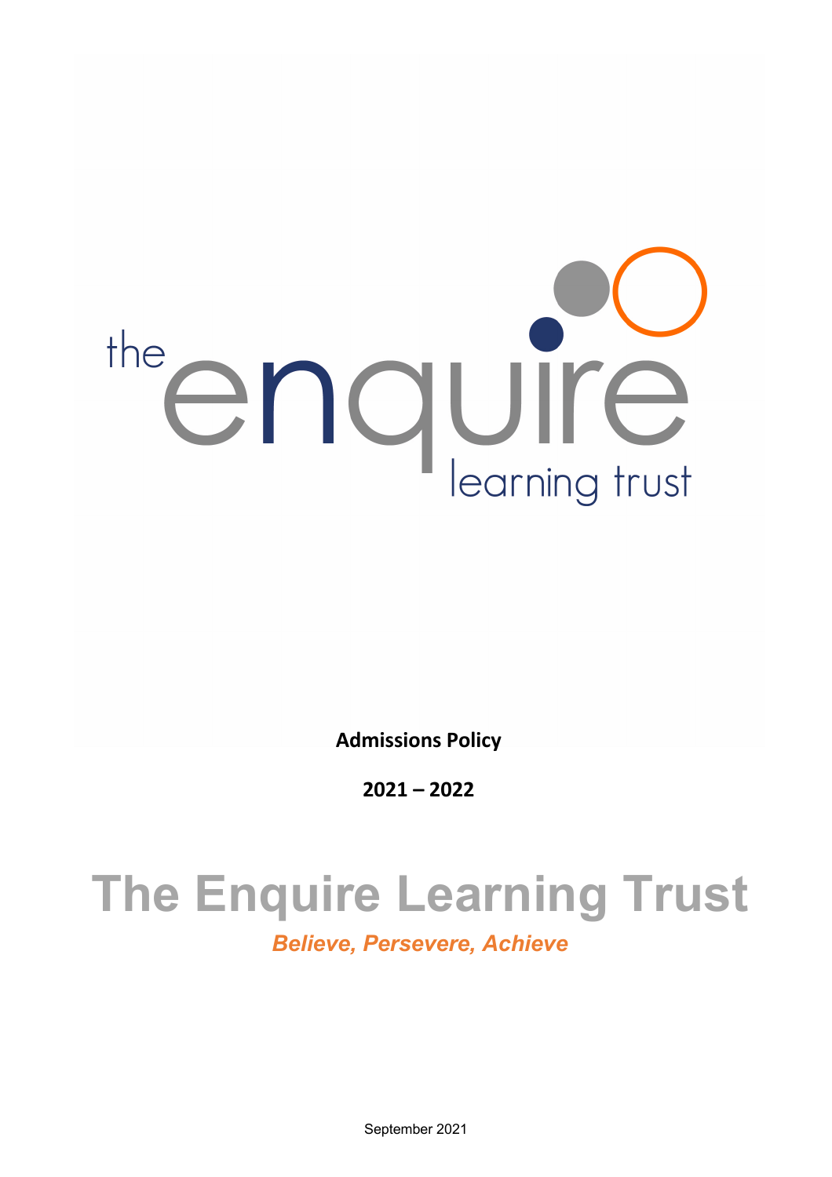the enquire learning trust

**Admissions Policy**

**2021 – 2022**

# The Enquire Learning Trust

***Believe, Persevere, Achieve***

September 2021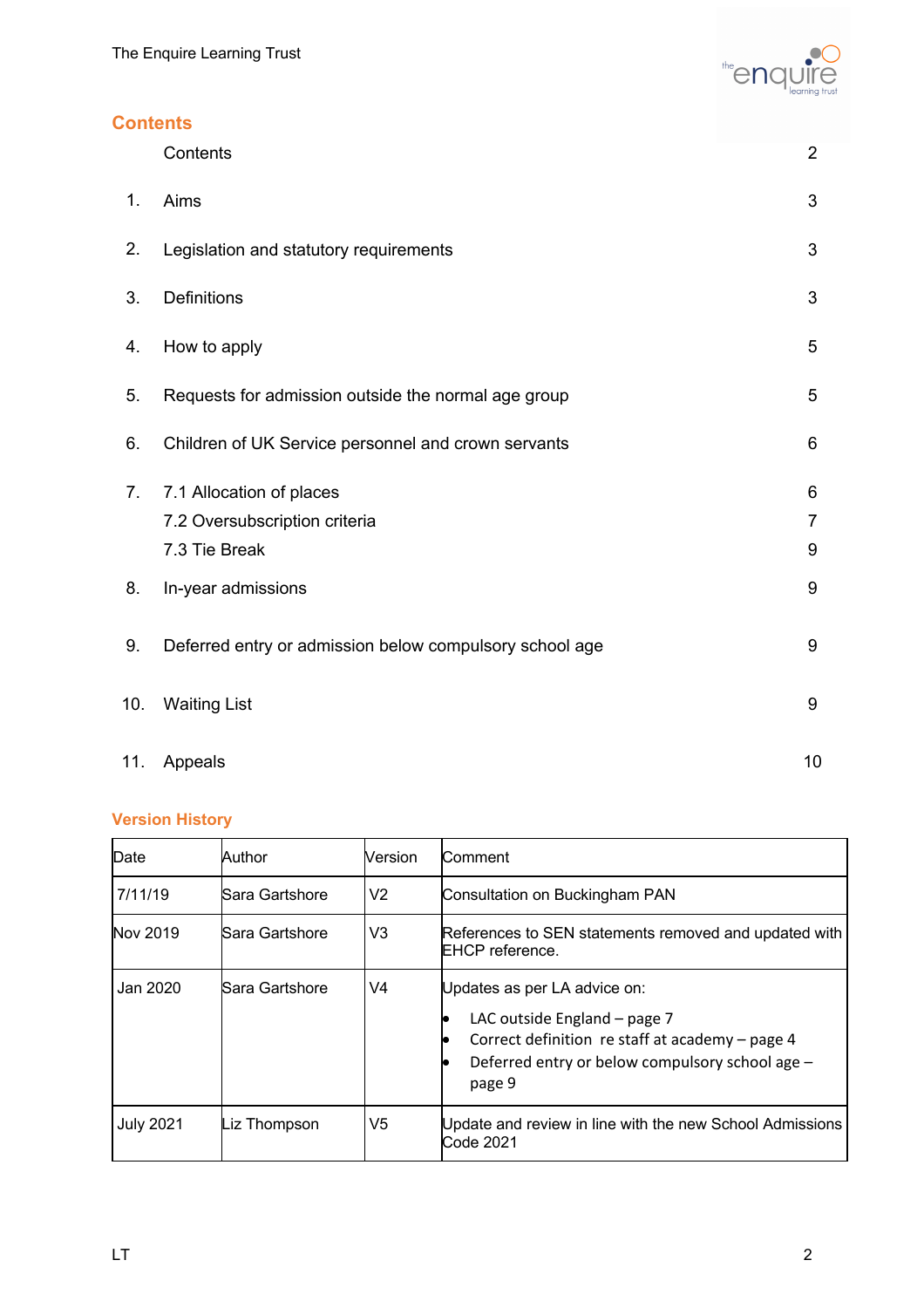## Contents

| | | |
|---|---|---|
| | Contents | 2 |
| 1. | Aims | 3 |
| 2. | Legislation and statutory requirements | 3 |
| 3. | Definitions | 3 |
| 4. | How to apply | 5 |
| 5. | Requests for admission outside the normal age group | 5 |
| 6. | Children of UK Service personnel and crown servants | 6 |
| 7. | 7.1 Allocation of places | 6 |
| | 7.2 Oversubscription criteria | 7 |
| | 7.3 Tie Break | 9 |
| 8. | In-year admissions | 9 |
| 9. | Deferred entry or admission below compulsory school age | 9 |
| 10. | Waiting List | 9 |
| 11. | Appeals | 10 |

## Version History

| Date | Author | Version | Comment |
|---|---|---|---|
| 7/11/19 | Sara Gartshore | V2 | Consultation on Buckingham PAN |
| Nov 2019 | Sara Gartshore | V3 | References to SEN statements removed and updated with EHCP reference. |
| Jan 2020 | Sara Gartshore | V4 | Updates as per LA advice on: <br>• LAC outside England – page 7 <br>• Correct definition re staff at academy – page 4 <br>• Deferred entry or below compulsory school age – page 9 |
| July 2021 | Liz Thompson | V5 | Update and review in line with the new School Admissions Code 2021 |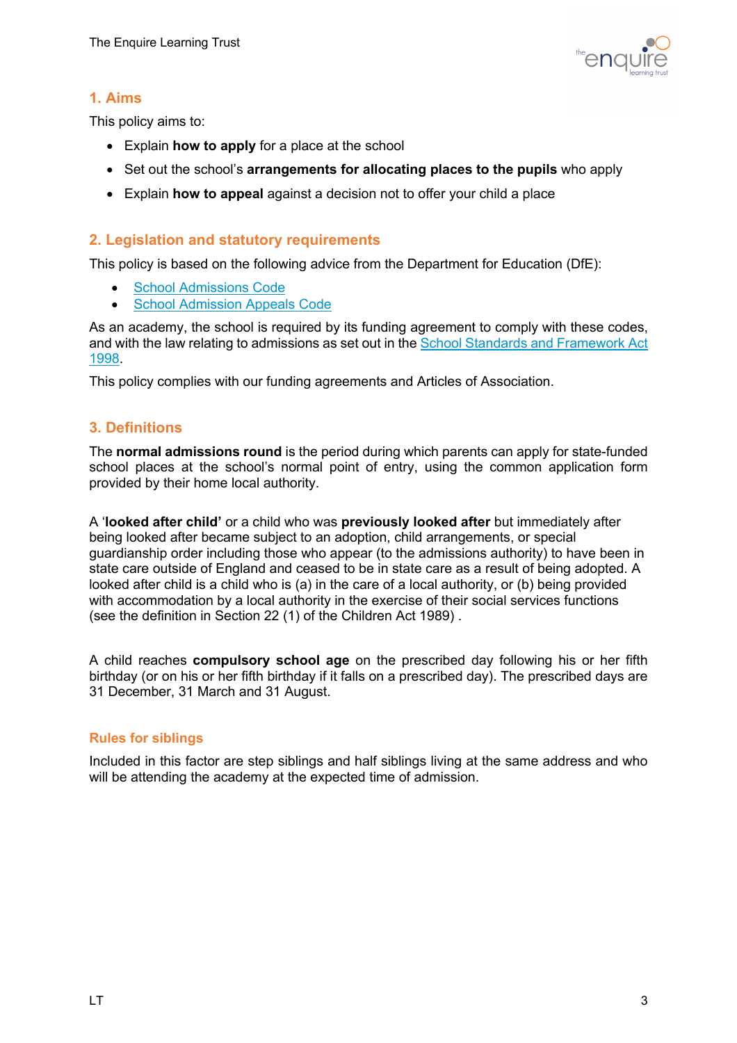## 1. Aims

This policy aims to:

- Explain **how to apply** for a place at the school
- Set out the school's **arrangements for allocating places to the pupils** who apply
- Explain **how to appeal** against a decision not to offer your child a place

## 2. Legislation and statutory requirements

This policy is based on the following advice from the Department for Education (DfE):

- School Admissions Code
- School Admission Appeals Code

As an academy, the school is required by its funding agreement to comply with these codes, and with the law relating to admissions as set out in the School Standards and Framework Act 1998.

This policy complies with our funding agreements and Articles of Association.

## 3. Definitions

The **normal admissions round** is the period during which parents can apply for state-funded school places at the school's normal point of entry, using the common application form provided by their home local authority.

A '**looked after child'** or a child who was **previously looked after** but immediately after being looked after became subject to an adoption, child arrangements, or special guardianship order including those who appear (to the admissions authority) to have been in state care outside of England and ceased to be in state care as a result of being adopted. A looked after child is a child who is (a) in the care of a local authority, or (b) being provided with accommodation by a local authority in the exercise of their social services functions (see the definition in Section 22 (1) of the Children Act 1989) .

A child reaches **compulsory school age** on the prescribed day following his or her fifth birthday (or on his or her fifth birthday if it falls on a prescribed day). The prescribed days are 31 December, 31 March and 31 August.

### Rules for siblings

Included in this factor are step siblings and half siblings living at the same address and who will be attending the academy at the expected time of admission.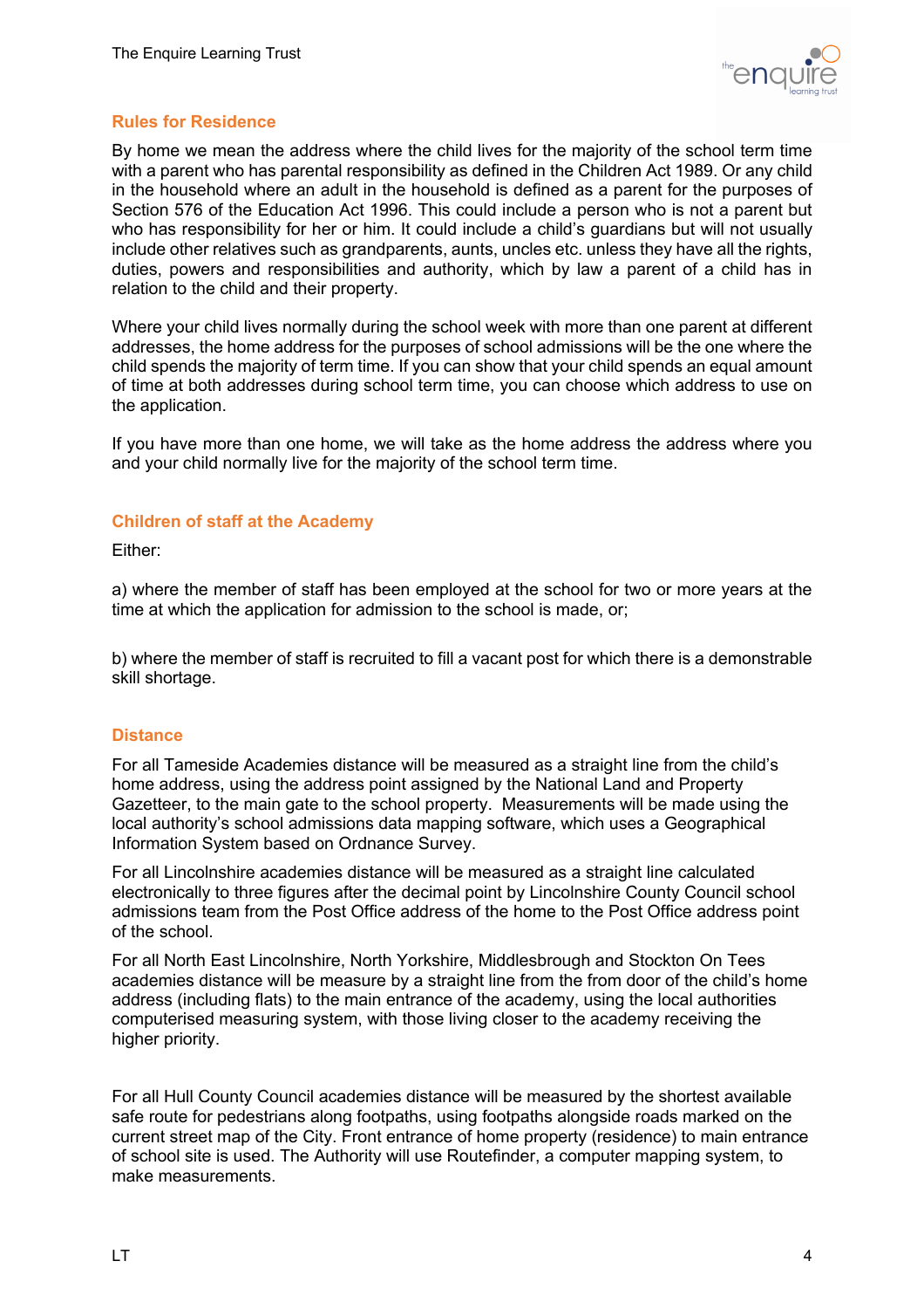## Rules for Residence

By home we mean the address where the child lives for the majority of the school term time with a parent who has parental responsibility as defined in the Children Act 1989. Or any child in the household where an adult in the household is defined as a parent for the purposes of Section 576 of the Education Act 1996. This could include a person who is not a parent but who has responsibility for her or him. It could include a child's guardians but will not usually include other relatives such as grandparents, aunts, uncles etc. unless they have all the rights, duties, powers and responsibilities and authority, which by law a parent of a child has in relation to the child and their property.

Where your child lives normally during the school week with more than one parent at different addresses, the home address for the purposes of school admissions will be the one where the child spends the majority of term time. If you can show that your child spends an equal amount of time at both addresses during school term time, you can choose which address to use on the application.

If you have more than one home, we will take as the home address the address where you and your child normally live for the majority of the school term time.

## Children of staff at the Academy

Either:

a) where the member of staff has been employed at the school for two or more years at the time at which the application for admission to the school is made, or;

b) where the member of staff is recruited to fill a vacant post for which there is a demonstrable skill shortage.

## Distance

For all Tameside Academies distance will be measured as a straight line from the child's home address, using the address point assigned by the National Land and Property Gazetteer, to the main gate to the school property. Measurements will be made using the local authority's school admissions data mapping software, which uses a Geographical Information System based on Ordnance Survey.

For all Lincolnshire academies distance will be measured as a straight line calculated electronically to three figures after the decimal point by Lincolnshire County Council school admissions team from the Post Office address of the home to the Post Office address point of the school.

For all North East Lincolnshire, North Yorkshire, Middlesbrough and Stockton On Tees academies distance will be measure by a straight line from the from door of the child's home address (including flats) to the main entrance of the academy, using the local authorities computerised measuring system, with those living closer to the academy receiving the higher priority.

For all Hull County Council academies distance will be measured by the shortest available safe route for pedestrians along footpaths, using footpaths alongside roads marked on the current street map of the City. Front entrance of home property (residence) to main entrance of school site is used. The Authority will use Routefinder, a computer mapping system, to make measurements.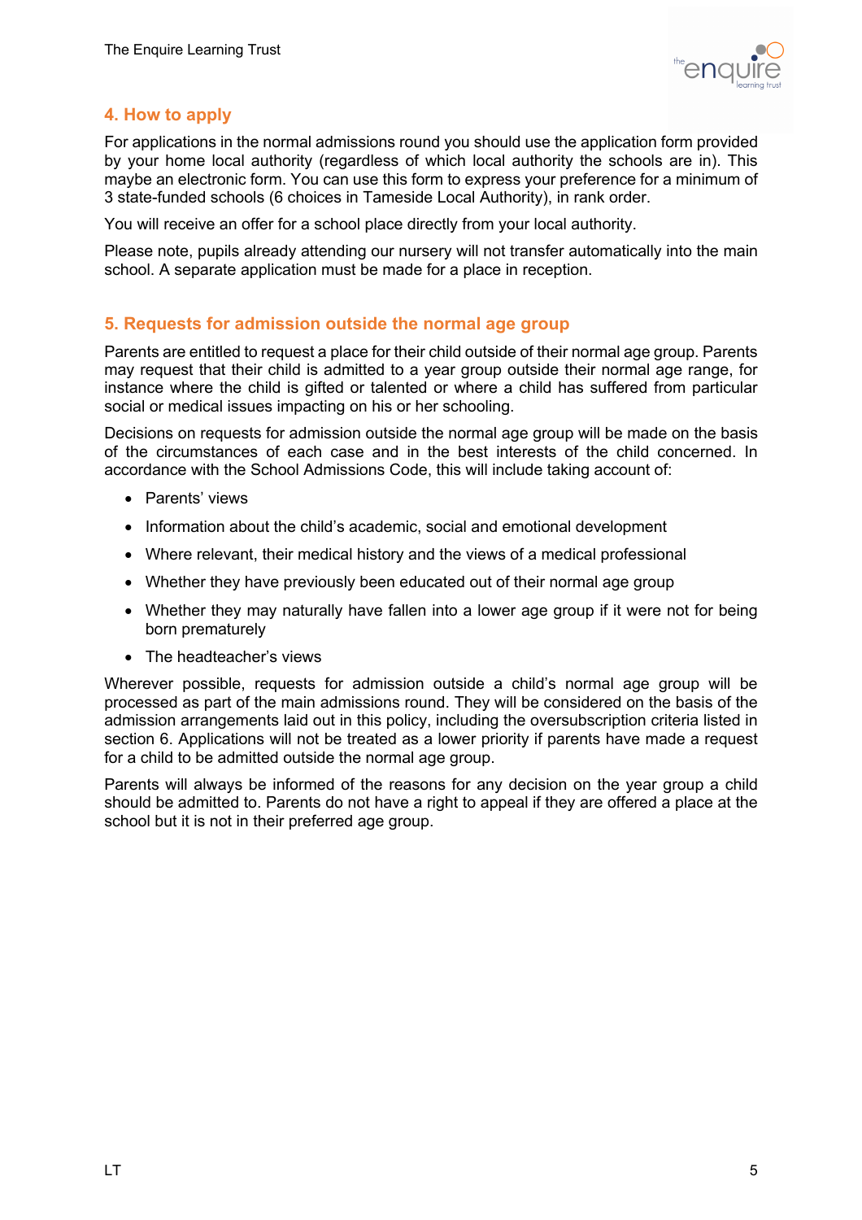## 4. How to apply

For applications in the normal admissions round you should use the application form provided by your home local authority (regardless of which local authority the schools are in). This maybe an electronic form. You can use this form to express your preference for a minimum of 3 state-funded schools (6 choices in Tameside Local Authority), in rank order.

You will receive an offer for a school place directly from your local authority.

Please note, pupils already attending our nursery will not transfer automatically into the main school. A separate application must be made for a place in reception.

## 5. Requests for admission outside the normal age group

Parents are entitled to request a place for their child outside of their normal age group. Parents may request that their child is admitted to a year group outside their normal age range, for instance where the child is gifted or talented or where a child has suffered from particular social or medical issues impacting on his or her schooling.

Decisions on requests for admission outside the normal age group will be made on the basis of the circumstances of each case and in the best interests of the child concerned. In accordance with the School Admissions Code, this will include taking account of:

- Parents' views
- Information about the child's academic, social and emotional development
- Where relevant, their medical history and the views of a medical professional
- Whether they have previously been educated out of their normal age group
- Whether they may naturally have fallen into a lower age group if it were not for being born prematurely
- The headteacher's views

Wherever possible, requests for admission outside a child's normal age group will be processed as part of the main admissions round. They will be considered on the basis of the admission arrangements laid out in this policy, including the oversubscription criteria listed in section 6. Applications will not be treated as a lower priority if parents have made a request for a child to be admitted outside the normal age group.

Parents will always be informed of the reasons for any decision on the year group a child should be admitted to. Parents do not have a right to appeal if they are offered a place at the school but it is not in their preferred age group.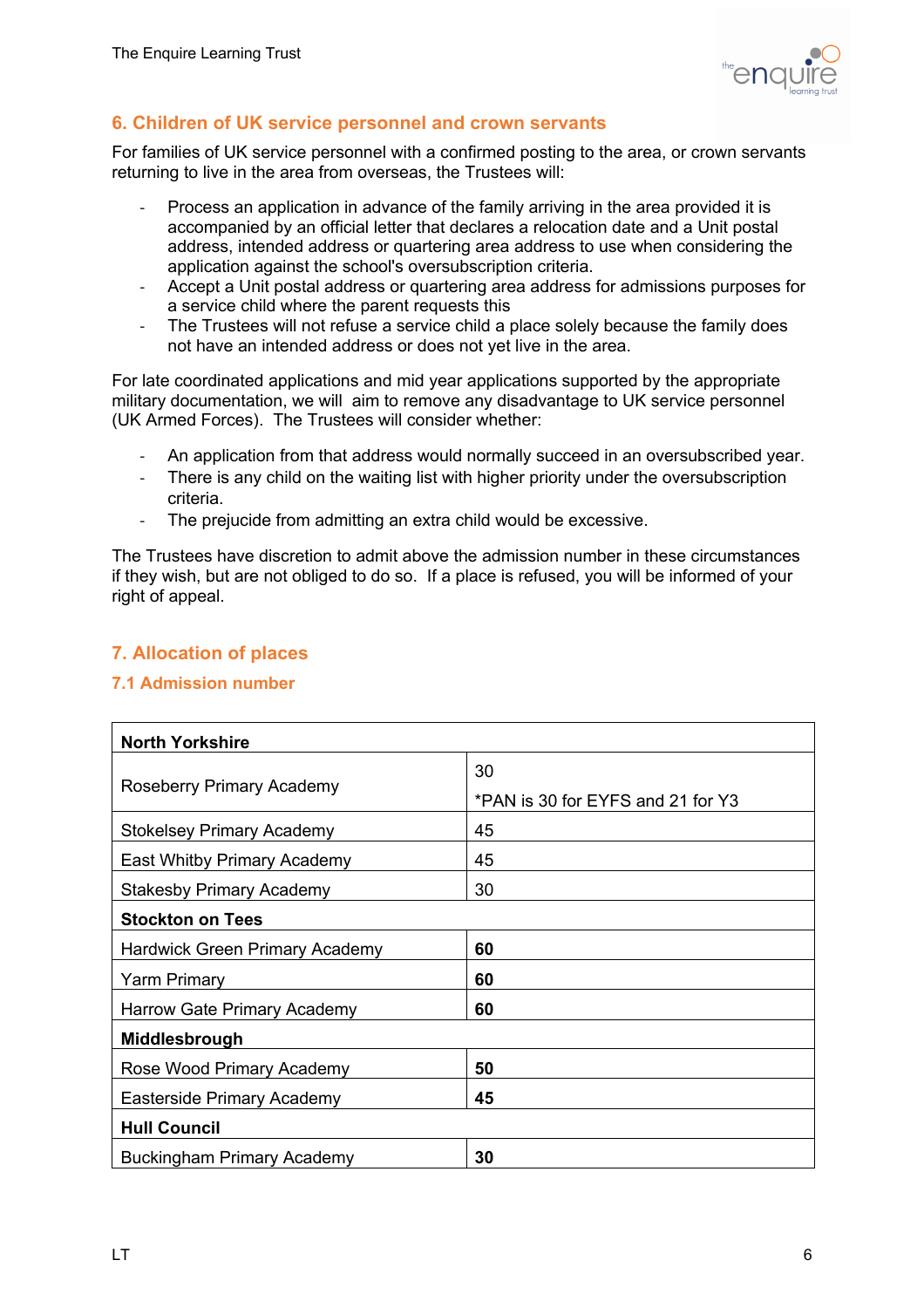## 6. Children of UK service personnel and crown servants

For families of UK service personnel with a confirmed posting to the area, or crown servants returning to live in the area from overseas, the Trustees will:

- Process an application in advance of the family arriving in the area provided it is accompanied by an official letter that declares a relocation date and a Unit postal address, intended address or quartering area address to use when considering the application against the school's oversubscription criteria.
- Accept a Unit postal address or quartering area address for admissions purposes for a service child where the parent requests this
- The Trustees will not refuse a service child a place solely because the family does not have an intended address or does not yet live in the area.

For late coordinated applications and mid year applications supported by the appropriate military documentation, we will aim to remove any disadvantage to UK service personnel (UK Armed Forces). The Trustees will consider whether:

- An application from that address would normally succeed in an oversubscribed year.
- There is any child on the waiting list with higher priority under the oversubscription criteria.
- The prejucide from admitting an extra child would be excessive.

The Trustees have discretion to admit above the admission number in these circumstances if they wish, but are not obliged to do so. If a place is refused, you will be informed of your right of appeal.

## 7. Allocation of places

### 7.1 Admission number

| **North Yorkshire** | |
|---|---|
| Roseberry Primary Academy | 30<br>*PAN is 30 for EYFS and 21 for Y3 |
| Stokelsey Primary Academy | 45 |
| East Whitby Primary Academy | 45 |
| Stakesby Primary Academy | 30 |
| **Stockton on Tees** | |
| Hardwick Green Primary Academy | **60** |
| Yarm Primary | **60** |
| Harrow Gate Primary Academy | **60** |
| **Middlesbrough** | |
| Rose Wood Primary Academy | **50** |
| Easterside Primary Academy | **45** |
| **Hull Council** | |
| Buckingham Primary Academy | **30** |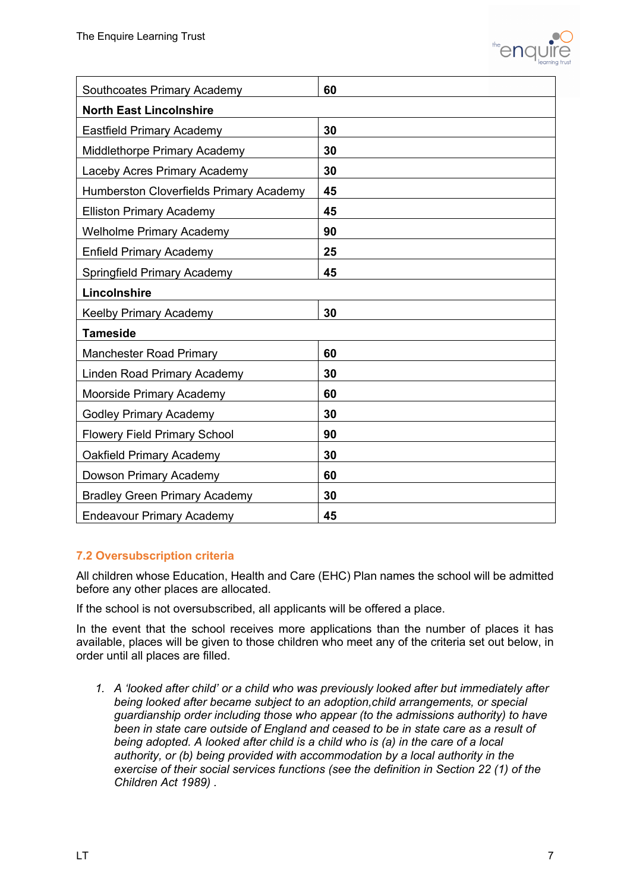| Southcoates Primary Academy | **60** |
|---|---|
| **North East Lincolnshire** | |
| Eastfield Primary Academy | **30** |
| Middlethorpe Primary Academy | **30** |
| Laceby Acres Primary Academy | **30** |
| Humberston Cloverfields Primary Academy | **45** |
| Elliston Primary Academy | **45** |
| Welholme Primary Academy | **90** |
| Enfield Primary Academy | **25** |
| Springfield Primary Academy | **45** |
| **Lincolnshire** | |
| Keelby Primary Academy | **30** |
| **Tameside** | |
| Manchester Road Primary | **60** |
| Linden Road Primary Academy | **30** |
| Moorside Primary Academy | **60** |
| Godley Primary Academy | **30** |
| Flowery Field Primary School | **90** |
| Oakfield Primary Academy | **30** |
| Dowson Primary Academy | **60** |
| Bradley Green Primary Academy | **30** |
| Endeavour Primary Academy | **45** |

### 7.2 Oversubscription criteria

All children whose Education, Health and Care (EHC) Plan names the school will be admitted before any other places are allocated.

If the school is not oversubscribed, all applicants will be offered a place.

In the event that the school receives more applications than the number of places it has available, places will be given to those children who meet any of the criteria set out below, in order until all places are filled.

1. *A 'looked after child' or a child who was previously looked after but immediately after being looked after became subject to an adoption,child arrangements, or special guardianship order including those who appear (to the admissions authority) to have been in state care outside of England and ceased to be in state care as a result of being adopted. A looked after child is a child who is (a) in the care of a local authority, or (b) being provided with accommodation by a local authority in the exercise of their social services functions (see the definition in Section 22 (1) of the Children Act 1989) .*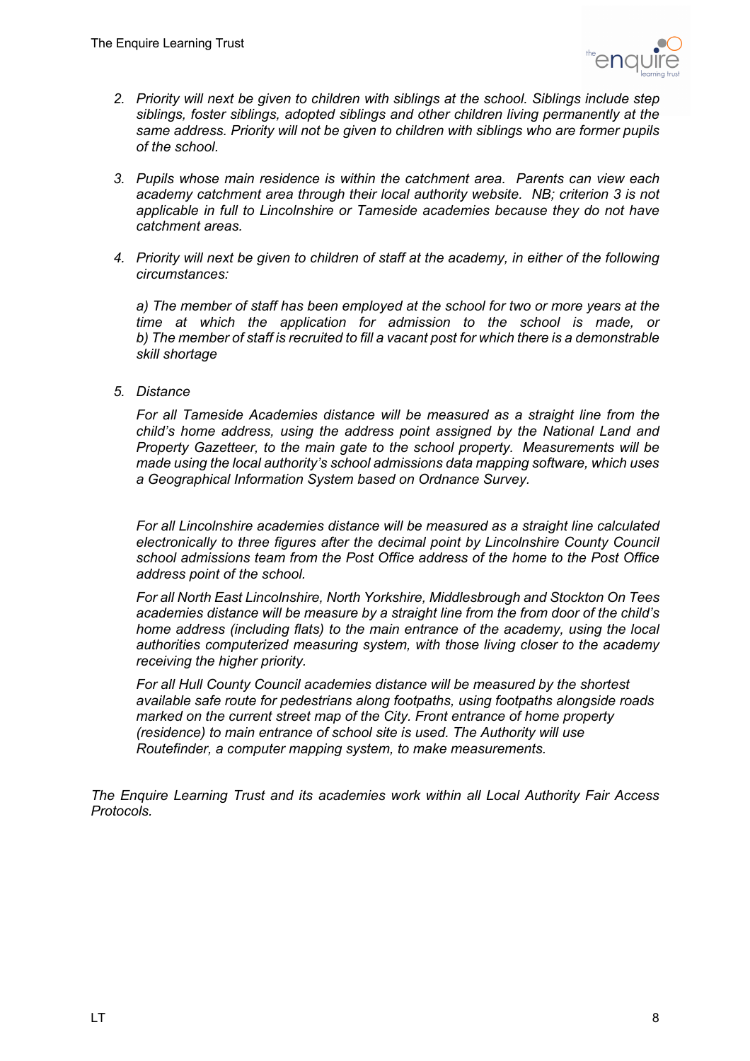2. *Priority will next be given to children with siblings at the school. Siblings include step siblings, foster siblings, adopted siblings and other children living permanently at the same address. Priority will not be given to children with siblings who are former pupils of the school.*

3. *Pupils whose main residence is within the catchment area. Parents can view each academy catchment area through their local authority website. NB; criterion 3 is not applicable in full to Lincolnshire or Tameside academies because they do not have catchment areas.*

4. *Priority will next be given to children of staff at the academy, in either of the following circumstances:*

   *a) The member of staff has been employed at the school for two or more years at the time at which the application for admission to the school is made, or*
   *b) The member of staff is recruited to fill a vacant post for which there is a demonstrable skill shortage*

5. *Distance*

   *For all Tameside Academies distance will be measured as a straight line from the child's home address, using the address point assigned by the National Land and Property Gazetteer, to the main gate to the school property. Measurements will be made using the local authority's school admissions data mapping software, which uses a Geographical Information System based on Ordnance Survey.*

   *For all Lincolnshire academies distance will be measured as a straight line calculated electronically to three figures after the decimal point by Lincolnshire County Council school admissions team from the Post Office address of the home to the Post Office address point of the school.*

   *For all North East Lincolnshire, North Yorkshire, Middlesbrough and Stockton On Tees academies distance will be measure by a straight line from the from door of the child's home address (including flats) to the main entrance of the academy, using the local authorities computerized measuring system, with those living closer to the academy receiving the higher priority.*

   *For all Hull County Council academies distance will be measured by the shortest available safe route for pedestrians along footpaths, using footpaths alongside roads marked on the current street map of the City. Front entrance of home property (residence) to main entrance of school site is used. The Authority will use Routefinder, a computer mapping system, to make measurements.*

*The Enquire Learning Trust and its academies work within all Local Authority Fair Access Protocols.*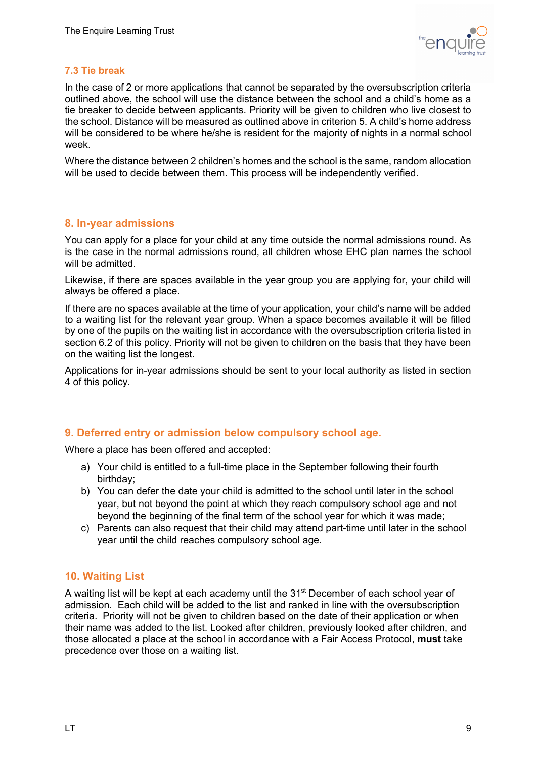### 7.3 Tie break

In the case of 2 or more applications that cannot be separated by the oversubscription criteria outlined above, the school will use the distance between the school and a child's home as a tie breaker to decide between applicants. Priority will be given to children who live closest to the school. Distance will be measured as outlined above in criterion 5. A child's home address will be considered to be where he/she is resident for the majority of nights in a normal school week.

Where the distance between 2 children's homes and the school is the same, random allocation will be used to decide between them. This process will be independently verified.

## 8. In-year admissions

You can apply for a place for your child at any time outside the normal admissions round. As is the case in the normal admissions round, all children whose EHC plan names the school will be admitted.

Likewise, if there are spaces available in the year group you are applying for, your child will always be offered a place.

If there are no spaces available at the time of your application, your child's name will be added to a waiting list for the relevant year group. When a space becomes available it will be filled by one of the pupils on the waiting list in accordance with the oversubscription criteria listed in section 6.2 of this policy. Priority will not be given to children on the basis that they have been on the waiting list the longest.

Applications for in-year admissions should be sent to your local authority as listed in section 4 of this policy.

## 9. Deferred entry or admission below compulsory school age.

Where a place has been offered and accepted:

a) Your child is entitled to a full-time place in the September following their fourth birthday;
b) You can defer the date your child is admitted to the school until later in the school year, but not beyond the point at which they reach compulsory school age and not beyond the beginning of the final term of the school year for which it was made;
c) Parents can also request that their child may attend part-time until later in the school year until the child reaches compulsory school age.

## 10. Waiting List

A waiting list will be kept at each academy until the 31st December of each school year of admission. Each child will be added to the list and ranked in line with the oversubscription criteria. Priority will not be given to children based on the date of their application or when their name was added to the list. Looked after children, previously looked after children, and those allocated a place at the school in accordance with a Fair Access Protocol, **must** take precedence over those on a waiting list.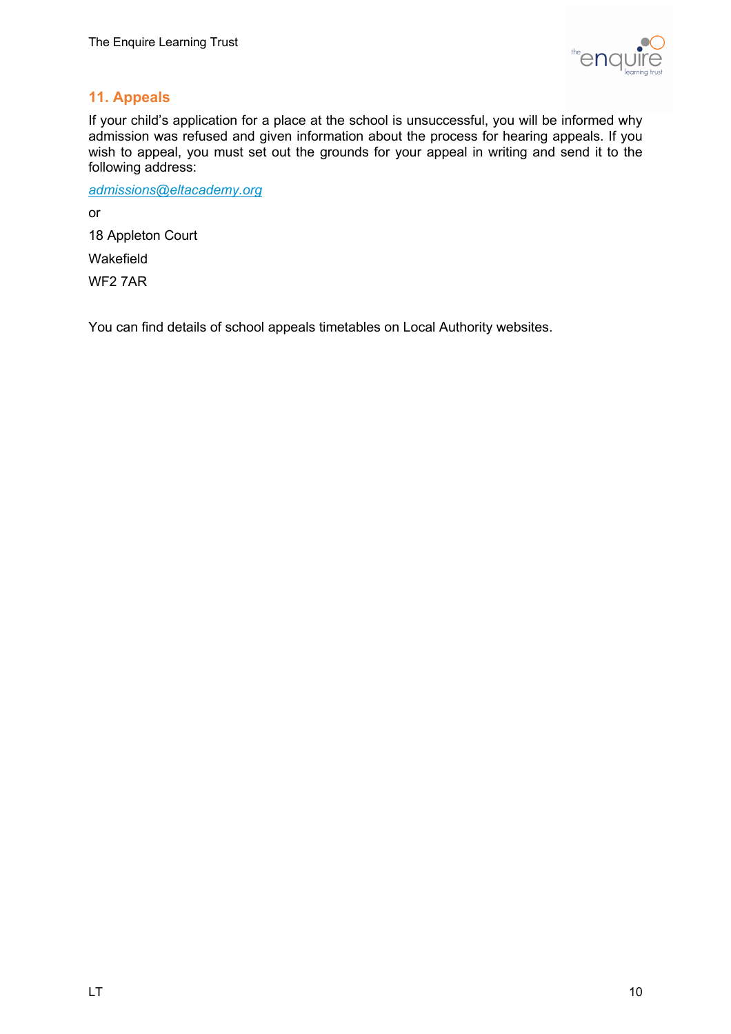## 11. Appeals

If your child's application for a place at the school is unsuccessful, you will be informed why admission was refused and given information about the process for hearing appeals. If you wish to appeal, you must set out the grounds for your appeal in writing and send it to the following address:

*admissions@eltacademy.org*

or

18 Appleton Court

Wakefield

WF2 7AR

You can find details of school appeals timetables on Local Authority websites.